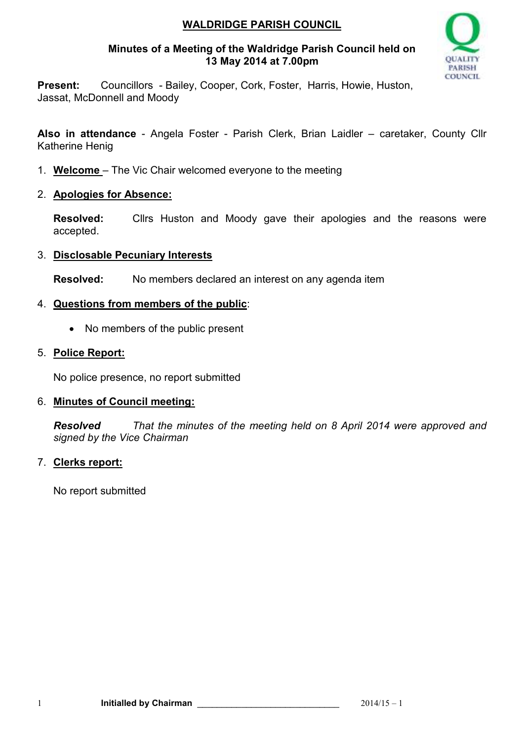# WALDRIDGE PARISH COUNCIL

## Minutes of a Meeting of the Waldridge Parish Council held on 13 May 2014 at 7.00pm

**Present:** Councillors - Bailey, Cooper, Cork, Foster, Harris, Howie, Huston, Jassat, McDonnell and Moody

**Also in attendance** - Angela Foster - Parish Clerk, Brian Laidler – caretaker, County Cllr Katherine Henig

1. **Welcome** – The Vic Chair welcomed everyone to the meeting

2. **Apologies for Absence:**

   **Resolved:** Cllrs Huston and Moody gave their apologies and the reasons were accepted.

3. **Disclosable Pecuniary Interests**

   **Resolved:** No members declared an interest on any agenda item

4. **Questions from members of the public**:

   - No members of the public present

5. **Police Report:**

   No police presence, no report submitted

6. **Minutes of Council meeting:**

   ***Resolved*** *That the minutes of the meeting held on 8 April 2014 were approved and signed by the Vice Chairman*

7. **Clerks report:**

   No report submitted

**Initialled by Chairman** _____________________________ 2014/15 – 1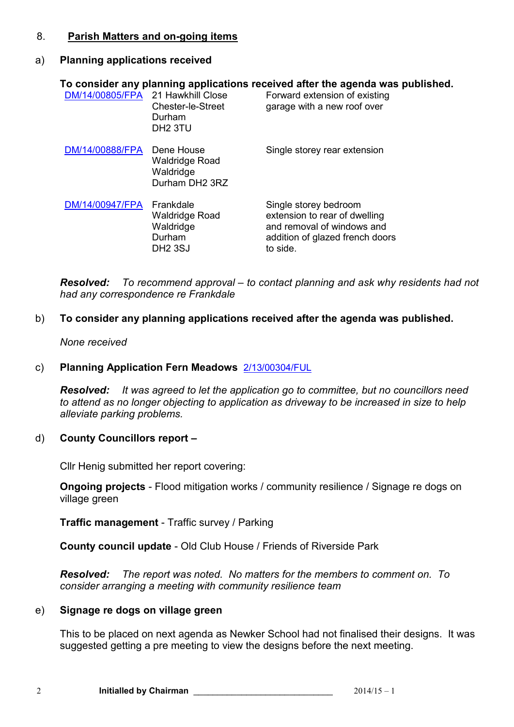## 8. Parish Matters and on-going items

### a) Planning applications received

**To consider any planning applications received after the agenda was published.**

| | | |
|---|---|---|
| DM/14/00805/FPA | 21 Hawkhill Close<br>Chester-le-Street<br>Durham<br>DH2 3TU | Forward extension of existing garage with a new roof over |
| DM/14/00888/FPA | Dene House<br>Waldridge Road<br>Waldridge<br>Durham DH2 3RZ | Single storey rear extension |
| DM/14/00947/FPA | Frankdale<br>Waldridge Road<br>Waldridge<br>Durham<br>DH2 3SJ | Single storey bedroom extension to rear of dwelling and removal of windows and addition of glazed french doors to side. |

***Resolved:*** *To recommend approval – to contact planning and ask why residents had not had any correspondence re Frankdale*

### b) To consider any planning applications received after the agenda was published.

*None received*

### c) Planning Application Fern Meadows 2/13/00304/FUL

***Resolved:*** *It was agreed to let the application go to committee, but no councillors need to attend as no longer objecting to application as driveway to be increased in size to help alleviate parking problems.*

### d) County Councillors report –

Cllr Henig submitted her report covering:

**Ongoing projects** - Flood mitigation works / community resilience / Signage re dogs on village green

**Traffic management** - Traffic survey / Parking

**County council update** - Old Club House / Friends of Riverside Park

***Resolved:*** *The report was noted. No matters for the members to comment on. To consider arranging a meeting with community resilience team*

### e) Signage re dogs on village green

This to be placed on next agenda as Newker School had not finalised their designs. It was suggested getting a pre meeting to view the designs before the next meeting.

**Initialled by Chairman** ______________________________ 2014/15 – 1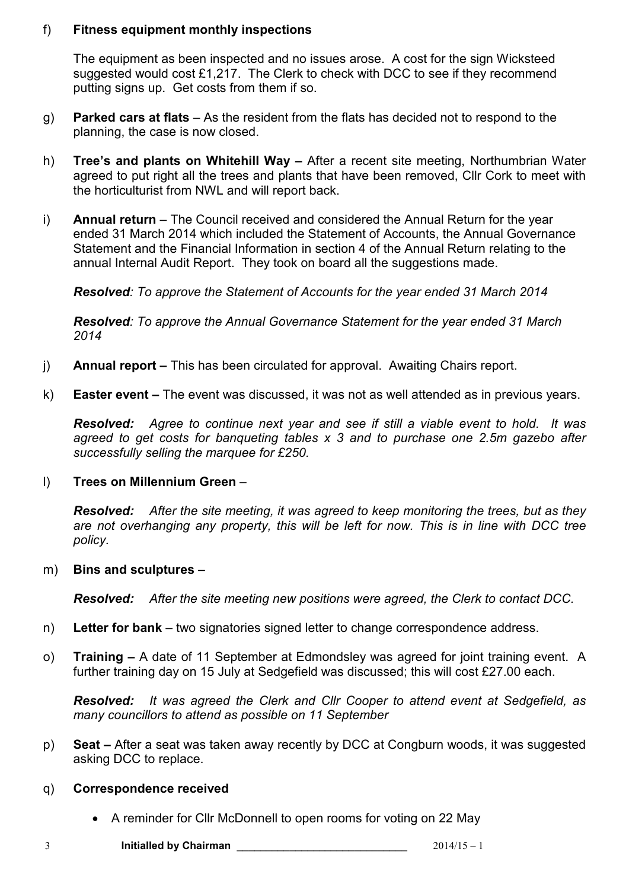f) **Fitness equipment monthly inspections**

The equipment as been inspected and no issues arose. A cost for the sign Wicksteed suggested would cost £1,217. The Clerk to check with DCC to see if they recommend putting signs up. Get costs from them if so.

g) **Parked cars at flats** – As the resident from the flats has decided not to respond to the planning, the case is now closed.

h) **Tree's and plants on Whitehill Way –** After a recent site meeting, Northumbrian Water agreed to put right all the trees and plants that have been removed, Cllr Cork to meet with the horticulturist from NWL and will report back.

i) **Annual return** – The Council received and considered the Annual Return for the year ended 31 March 2014 which included the Statement of Accounts, the Annual Governance Statement and the Financial Information in section 4 of the Annual Return relating to the annual Internal Audit Report. They took on board all the suggestions made.

***Resolved****: To approve the Statement of Accounts for the year ended 31 March 2014*

***Resolved****: To approve the Annual Governance Statement for the year ended 31 March 2014*

j) **Annual report –** This has been circulated for approval. Awaiting Chairs report.

k) **Easter event –** The event was discussed, it was not as well attended as in previous years.

***Resolved:*** *Agree to continue next year and see if still a viable event to hold. It was agreed to get costs for banqueting tables x 3 and to purchase one 2.5m gazebo after successfully selling the marquee for £250.*

l) **Trees on Millennium Green** –

***Resolved:*** *After the site meeting, it was agreed to keep monitoring the trees, but as they are not overhanging any property, this will be left for now. This is in line with DCC tree policy.*

m) **Bins and sculptures** –

***Resolved:*** *After the site meeting new positions were agreed, the Clerk to contact DCC.*

n) **Letter for bank** – two signatories signed letter to change correspondence address.

o) **Training –** A date of 11 September at Edmondsley was agreed for joint training event. A further training day on 15 July at Sedgefield was discussed; this will cost £27.00 each.

***Resolved:*** *It was agreed the Clerk and Cllr Cooper to attend event at Sedgefield, as many councillors to attend as possible on 11 September*

p) **Seat –** After a seat was taken away recently by DCC at Congburn woods, it was suggested asking DCC to replace.

q) **Correspondence received**

- A reminder for Cllr McDonnell to open rooms for voting on 22 May

**Initialled by Chairman** ____________________________ 2014/15 – 1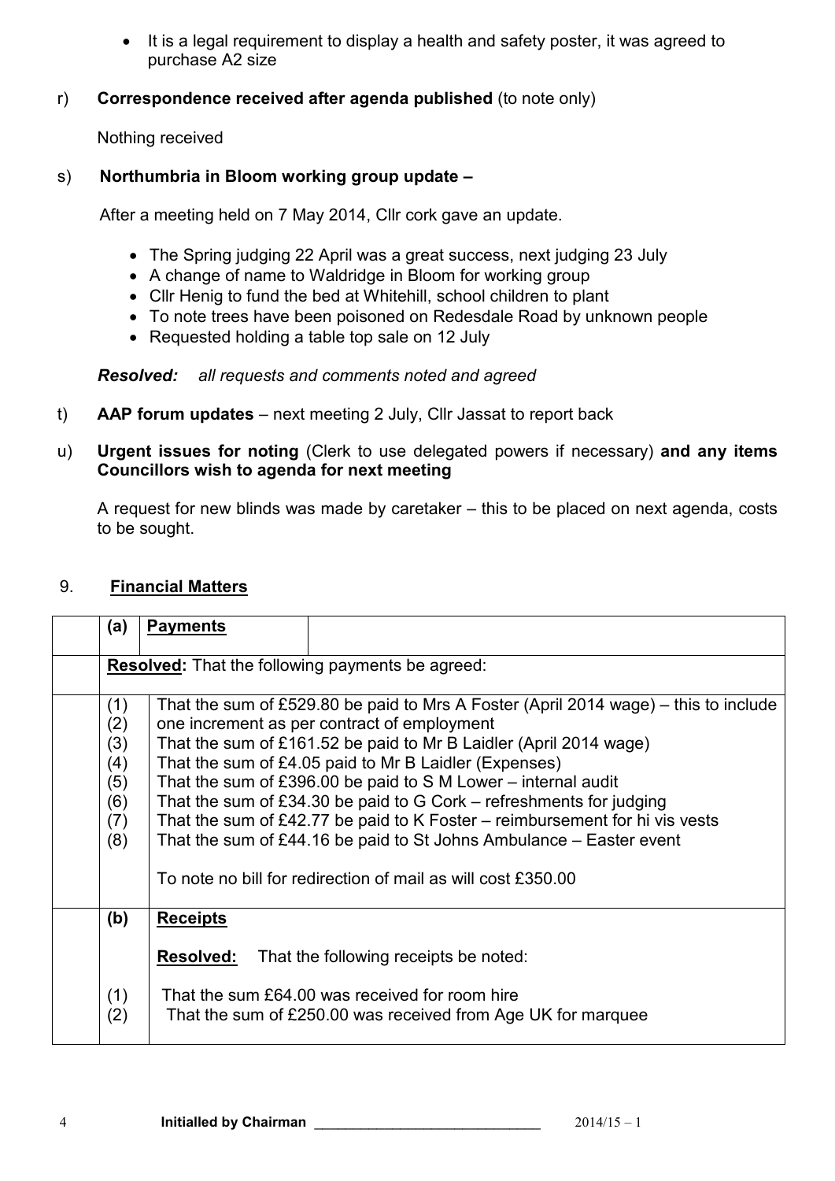- It is a legal requirement to display a health and safety poster, it was agreed to purchase A2 size

r) **Correspondence received after agenda published** (to note only)

Nothing received

s) **Northumbria in Bloom working group update –**

After a meeting held on 7 May 2014, Cllr cork gave an update.

- The Spring judging 22 April was a great success, next judging 23 July
- A change of name to Waldridge in Bloom for working group
- Cllr Henig to fund the bed at Whitehill, school children to plant
- To note trees have been poisoned on Redesdale Road by unknown people
- Requested holding a table top sale on 12 July

***Resolved:*** *all requests and comments noted and agreed*

t) **AAP forum updates** – next meeting 2 July, Cllr Jassat to report back

u) **Urgent issues for noting** (Clerk to use delegated powers if necessary) **and any items Councillors wish to agenda for next meeting**

A request for new blinds was made by caretaker – this to be placed on next agenda, costs to be sought.

## 9. Financial Matters

| | | |
|---|---|---|
| **(a)** | **Payments** | |
| **Resolved:** That the following payments be agreed: | | |
| (1) | That the sum of £529.80 be paid to Mrs A Foster (April 2014 wage) – this to include one increment as per contract of employment | |
| (2) | That the sum of £161.52 be paid to Mr B Laidler (April 2014 wage) | |
| (3) | That the sum of £4.05 paid to Mr B Laidler (Expenses) | |
| (4) | That the sum of £396.00 be paid to S M Lower – internal audit | |
| (5) | That the sum of £34.30 be paid to G Cork – refreshments for judging | |
| (6) | That the sum of £42.77 be paid to K Foster – reimbursement for hi vis vests | |
| (7) | That the sum of £44.16 be paid to St Johns Ambulance – Easter event | |
| (8) | To note no bill for redirection of mail as will cost £350.00 | |
| **(b)** | **Receipts** | |
| | **Resolved:** That the following receipts be noted: | |
| (1) | That the sum £64.00 was received for room hire | |
| (2) | That the sum of £250.00 was received from Age UK for marquee | |

**Initialled by Chairman** ______________________________ 2014/15 – 1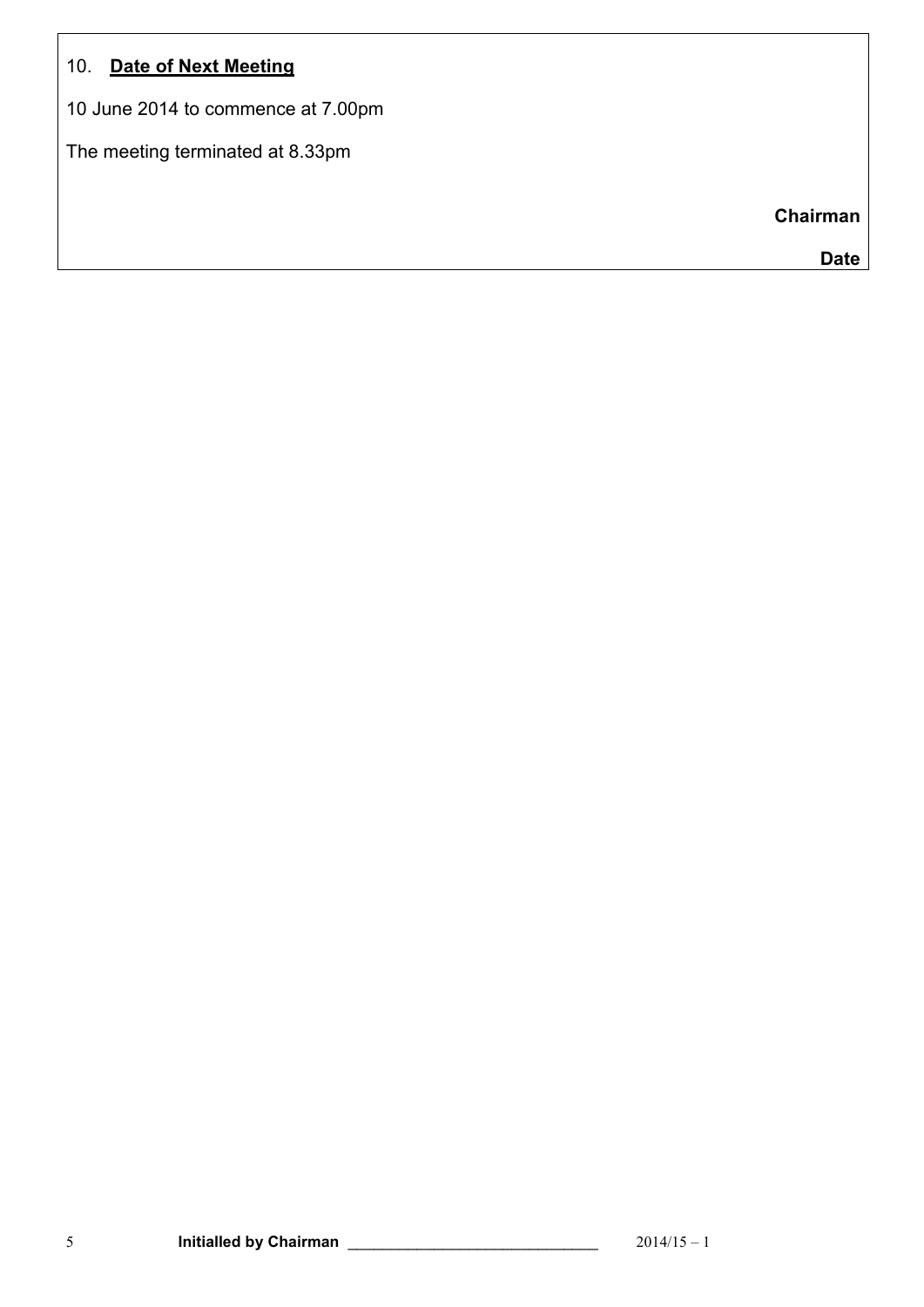10. **Date of Next Meeting**

10 June 2014 to commence at 7.00pm

The meeting terminated at 8.33pm

**Chairman**

**Date**

**Initialled by Chairman** ______________________________ 2014/15 – 1